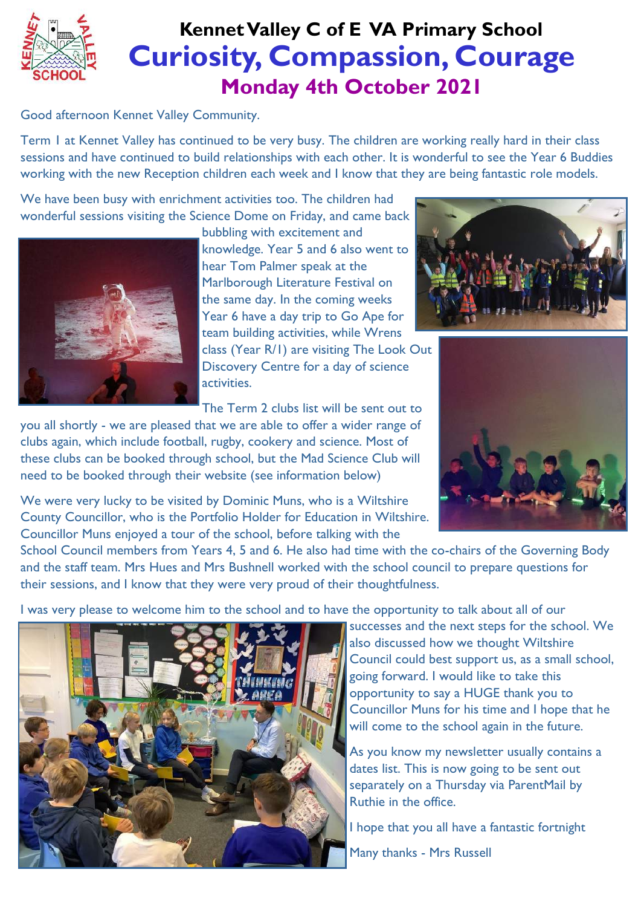# Kennet Valley C of E VA Primary School

# Curiosity, Compassion, Courage

## Monday 4th October 2021

Good afternoon Kennet Valley Community.

Term 1 at Kennet Valley has continued to be very busy. The children are working really hard in their class sessions and have continued to build relationships with each other. It is wonderful to see the Year 6 Buddies working with the new Reception children each week and I know that they are being fantastic role models.

We have been busy with enrichment activities too. The children had wonderful sessions visiting the Science Dome on Friday, and came back bubbling with excitement and knowledge. Year 5 and 6 also went to hear Tom Palmer speak at the Marlborough Literature Festival on the same day. In the coming weeks Year 6 have a day trip to Go Ape for team building activities, while Wrens class (Year R/1) are visiting The Look Out Discovery Centre for a day of science activities.

The Term 2 clubs list will be sent out to you all shortly - we are pleased that we are able to offer a wider range of clubs again, which include football, rugby, cookery and science. Most of these clubs can be booked through school, but the Mad Science Club will need to be booked through their website (see information below)

We were very lucky to be visited by Dominic Muns, who is a Wiltshire County Councillor, who is the Portfolio Holder for Education in Wiltshire. Councillor Muns enjoyed a tour of the school, before talking with the School Council members from Years 4, 5 and 6. He also had time with the co-chairs of the Governing Body and the staff team. Mrs Hues and Mrs Bushnell worked with the school council to prepare questions for their sessions, and I know that they were very proud of their thoughtfulness.

I was very please to welcome him to the school and to have the opportunity to talk about all of our successes and the next steps for the school. We also discussed how we thought Wiltshire Council could best support us, as a small school, going forward. I would like to take this opportunity to say a HUGE thank you to Councillor Muns for his time and I hope that he will come to the school again in the future.

As you know my newsletter usually contains a dates list. This is now going to be sent out separately on a Thursday via ParentMail by Ruthie in the office.

I hope that you all have a fantastic fortnight

Many thanks - Mrs Russell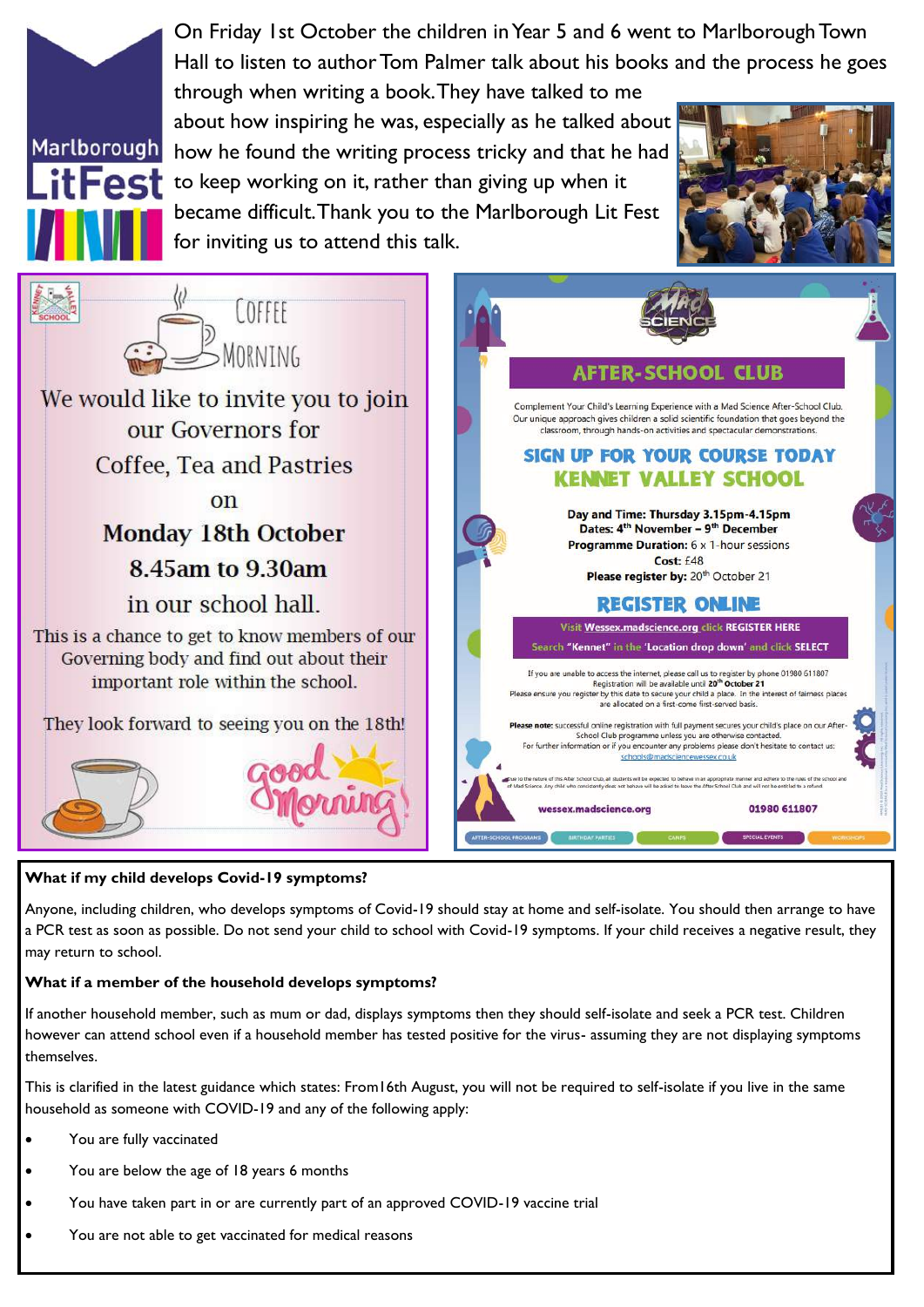On Friday 1st October the children in Year 5 and 6 went to Marlborough Town Hall to listen to author Tom Palmer talk about his books and the process he goes through when writing a book. They have talked to me about how inspiring he was, especially as he talked about how he found the writing process tricky and that he had to keep working on it, rather than giving up when it became difficult. Thank you to the Marlborough Lit Fest for inviting us to attend this talk.

## Coffee Morning

We would like to invite you to join our Governors for

Coffee, Tea and Pastries

on

**Monday 18th October**

**8.45am to 9.30am**

in our school hall.

This is a chance to get to know members of our Governing body and find out about their important role within the school.

They look forward to seeing you on the 18th!

Good Morning!

## Mad Science

### AFTER-SCHOOL CLUB

Complement Your Child's Learning Experience with a Mad Science After-School Club. Our unique approach gives children a solid scientific foundation that goes beyond the classroom, through hands-on activities and spectacular demonstrations.

### SIGN UP FOR YOUR COURSE TODAY
### KENNET VALLEY SCHOOL

**Day and Time:** Thursday 3.15pm-4.15pm
**Dates:** 4th November – 9th December
**Programme Duration:** 6 x 1-hour sessions
**Cost:** £48
**Please register by:** 20th October 21

### REGISTER ONLINE

Visit Wessex.madscience.org click REGISTER HERE

Search "Kennet" in the 'Location drop down' and click SELECT

If you are unable to access the internet, please call us to register by phone 01980 611807
Registration will be available until **20th October 21**
Please ensure you register by this date to secure your child a place. In the interest of fairness places are allocated on a first-come first-served basis.

**Please note:** successful online registration with full payment secures your child's place on our After-School Club programme unless you are otherwise contacted.
For further information or if you encounter any problems please don't hesitate to contact us: schools@madsciencewessex.co.uk

Due to the nature of this After School Club, all students will be expected to behave in an appropriate manner and adhere to the rules of the school and of Mad Science. Any child who consistently does not behave will be asked to leave the After School Club and will not be entitled to a refund.

wessex.madscience.org 01980 611807

AFTER-SCHOOL PROGRAMS | BIRTHDAY PARTIES | CAMPS | SPECIAL EVENTS | WORKSHOPS

**What if my child develops Covid-19 symptoms?**

Anyone, including children, who develops symptoms of Covid-19 should stay at home and self-isolate. You should then arrange to have a PCR test as soon as possible. Do not send your child to school with Covid-19 symptoms. If your child receives a negative result, they may return to school.

**What if a member of the household develops symptoms?**

If another household member, such as mum or dad, displays symptoms then they should self-isolate and seek a PCR test. Children however can attend school even if a household member has tested positive for the virus- assuming they are not displaying symptoms themselves.

This is clarified in the latest guidance which states: From16th August, you will not be required to self-isolate if you live in the same household as someone with COVID-19 and any of the following apply:

- You are fully vaccinated
- You are below the age of 18 years 6 months
- You have taken part in or are currently part of an approved COVID-19 vaccine trial
- You are not able to get vaccinated for medical reasons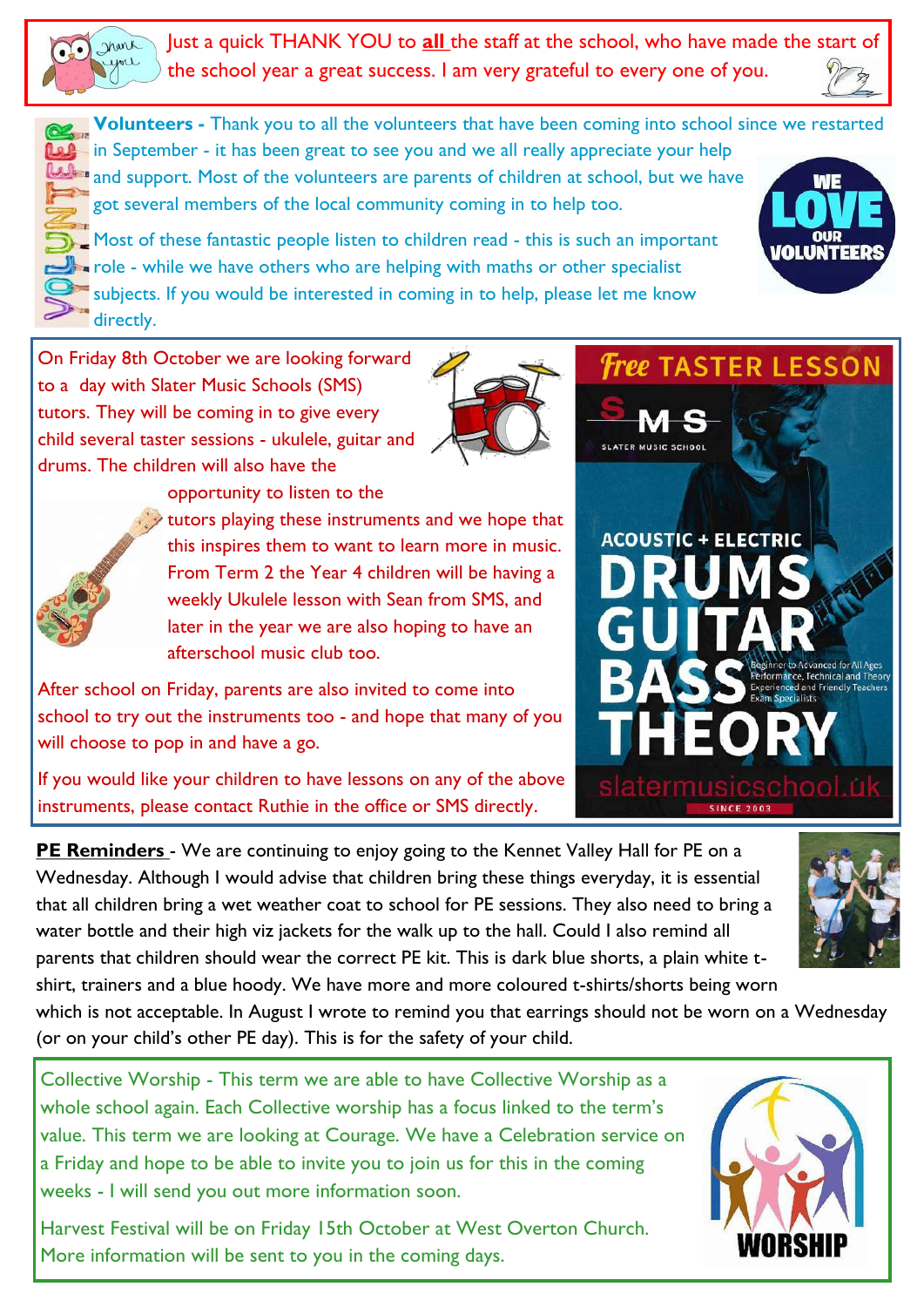Just a quick THANK YOU to **all** the staff at the school, who have made the start of the school year a great success. I am very grateful to every one of you.

**Volunteers -** Thank you to all the volunteers that have been coming into school since we restarted in September - it has been great to see you and we all really appreciate your help and support. Most of the volunteers are parents of children at school, but we have got several members of the local community coming in to help too.

Most of these fantastic people listen to children read - this is such an important role - while we have others who are helping with maths or other specialist subjects. If you would be interested in coming in to help, please let me know directly.

WE LOVE OUR VOLUNTEERS

On Friday 8th October we are looking forward to a day with Slater Music Schools (SMS) tutors. They will be coming in to give every child several taster sessions - ukulele, guitar and drums. The children will also have the opportunity to listen to the tutors playing these instruments and we hope that this inspires them to want to learn more in music. From Term 2 the Year 4 children will be having a weekly Ukulele lesson with Sean from SMS, and later in the year we are also hoping to have an afterschool music club too.

After school on Friday, parents are also invited to come into school to try out the instruments too - and hope that many of you will choose to pop in and have a go.

If you would like your children to have lessons on any of the above instruments, please contact Ruthie in the office or SMS directly.

Free TASTER LESSON
SMS
SLATER MUSIC SCHOOL
ACOUSTIC + ELECTRIC
DRUMS
GUITAR
BASS
THEORY
Beginner to Advanced for All Ages
Performance, Technical and Theory
Experienced and Friendly Teachers
Exam Specialists
slatermusicschool.uk
SINCE 2003

**PE Reminders** - We are continuing to enjoy going to the Kennet Valley Hall for PE on a Wednesday. Although I would advise that children bring these things everyday, it is essential that all children bring a wet weather coat to school for PE sessions. They also need to bring a water bottle and their high viz jackets for the walk up to the hall. Could I also remind all parents that children should wear the correct PE kit. This is dark blue shorts, a plain white t-shirt, trainers and a blue hoody. We have more and more coloured t-shirts/shorts being worn which is not acceptable. In August I wrote to remind you that earrings should not be worn on a Wednesday (or on your child's other PE day). This is for the safety of your child.

Collective Worship - This term we are able to have Collective Worship as a whole school again. Each Collective worship has a focus linked to the term's value. This term we are looking at Courage. We have a Celebration service on a Friday and hope to be able to invite you to join us for this in the coming weeks - I will send you out more information soon.

Harvest Festival will be on Friday 15th October at West Overton Church. More information will be sent to you in the coming days.

WORSHIP